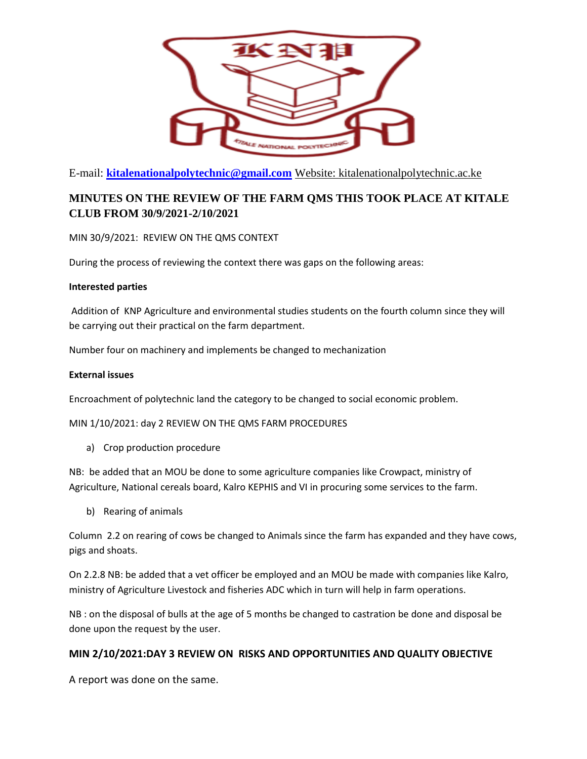E-mail: **kitalenationalpolytechnic@gmail.com** Website: kitalenationalpolytechnic.ac.ke

## MINUTES ON THE REVIEW OF THE FARM QMS THIS TOOK PLACE AT KITALE CLUB FROM 30/9/2021-2/10/2021

MIN 30/9/2021: REVIEW ON THE QMS CONTEXT

During the process of reviewing the context there was gaps on the following areas:

**Interested parties**

Addition of KNP Agriculture and environmental studies students on the fourth column since they will be carrying out their practical on the farm department.

Number four on machinery and implements be changed to mechanization

**External issues**

Encroachment of polytechnic land the category to be changed to social economic problem.

MIN 1/10/2021: day 2 REVIEW ON THE QMS FARM PROCEDURES

a) Crop production procedure

NB: be added that an MOU be done to some agriculture companies like Crowpact, ministry of Agriculture, National cereals board, Kalro KEPHIS and VI in procuring some services to the farm.

b) Rearing of animals

Column 2.2 on rearing of cows be changed to Animals since the farm has expanded and they have cows, pigs and shoats.

On 2.2.8 NB: be added that a vet officer be employed and an MOU be made with companies like Kalro, ministry of Agriculture Livestock and fisheries ADC which in turn will help in farm operations.

NB : on the disposal of bulls at the age of 5 months be changed to castration be done and disposal be done upon the request by the user.

### MIN 2/10/2021:DAY 3 REVIEW ON RISKS AND OPPORTUNITIES AND QUALITY OBJECTIVE

A report was done on the same.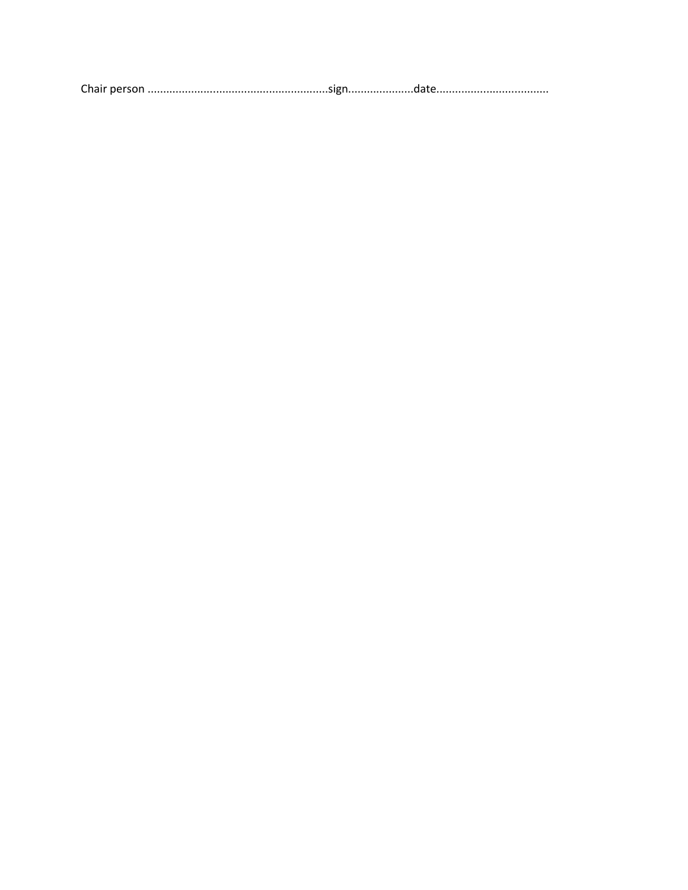Chair person .........................................................sign....................date...................................